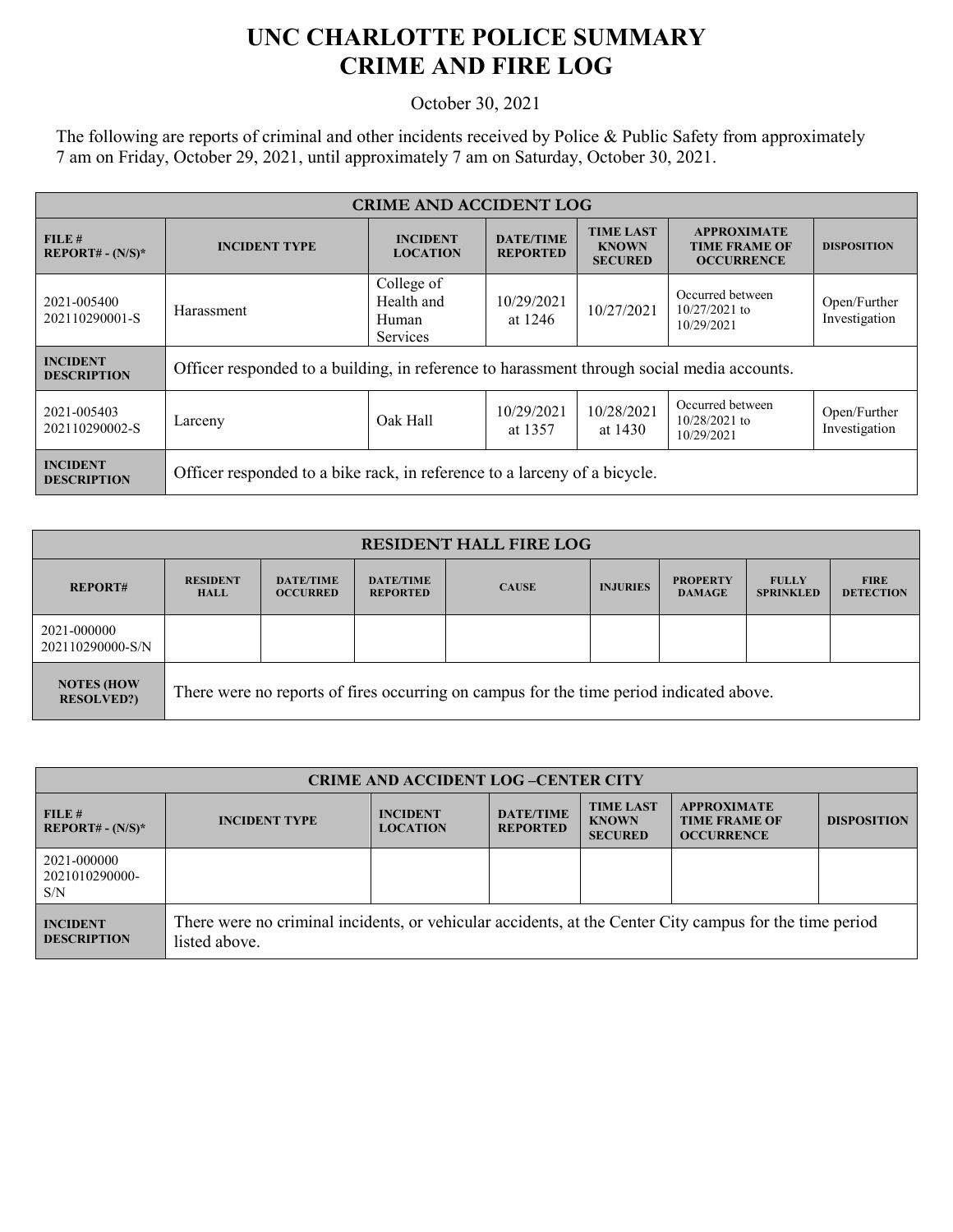# UNC CHARLOTTE POLICE SUMMARY
# CRIME AND FIRE LOG

October 30, 2021

The following are reports of criminal and other incidents received by Police & Public Safety from approximately 7 am on Friday, October 29, 2021, until approximately 7 am on Saturday, October 30, 2021.

| CRIME AND ACCIDENT LOG | | | | | | |
|---|---|---|---|---|---|---|
| **FILE # REPORT# - (N/S)*** | **INCIDENT TYPE** | **INCIDENT LOCATION** | **DATE/TIME REPORTED** | **TIME LAST KNOWN SECURED** | **APPROXIMATE TIME FRAME OF OCCURRENCE** | **DISPOSITION** |
| 2021-005400 202110290001-S | Harassment | College of Health and Human Services | 10/29/2021 at 1246 | 10/27/2021 | Occurred between 10/27/2021 to 10/29/2021 | Open/Further Investigation |
| **INCIDENT DESCRIPTION** | Officer responded to a building, in reference to harassment through social media accounts. | | | | | |
| 2021-005403 202110290002-S | Larceny | Oak Hall | 10/29/2021 at 1357 | 10/28/2021 at 1430 | Occurred between 10/28/2021 to 10/29/2021 | Open/Further Investigation |
| **INCIDENT DESCRIPTION** | Officer responded to a bike rack, in reference to a larceny of a bicycle. | | | | | |

| RESIDENT HALL FIRE LOG | | | | | | | | |
|---|---|---|---|---|---|---|---|---|
| **REPORT#** | **RESIDENT HALL** | **DATE/TIME OCCURRED** | **DATE/TIME REPORTED** | **CAUSE** | **INJURIES** | **PROPERTY DAMAGE** | **FULLY SPRINKLED** | **FIRE DETECTION** |
| 2021-000000 202110290000-S/N | | | | | | | | |
| **NOTES (HOW RESOLVED?)** | There were no reports of fires occurring on campus for the time period indicated above. | | | | | | | |

| CRIME AND ACCIDENT LOG –CENTER CITY | | | | | | |
|---|---|---|---|---|---|---|
| **FILE # REPORT# - (N/S)*** | **INCIDENT TYPE** | **INCIDENT LOCATION** | **DATE/TIME REPORTED** | **TIME LAST KNOWN SECURED** | **APPROXIMATE TIME FRAME OF OCCURRENCE** | **DISPOSITION** |
| 2021-000000 2021010290000-S/N | | | | | | |
| **INCIDENT DESCRIPTION** | There were no criminal incidents, or vehicular accidents, at the Center City campus for the time period listed above. | | | | | |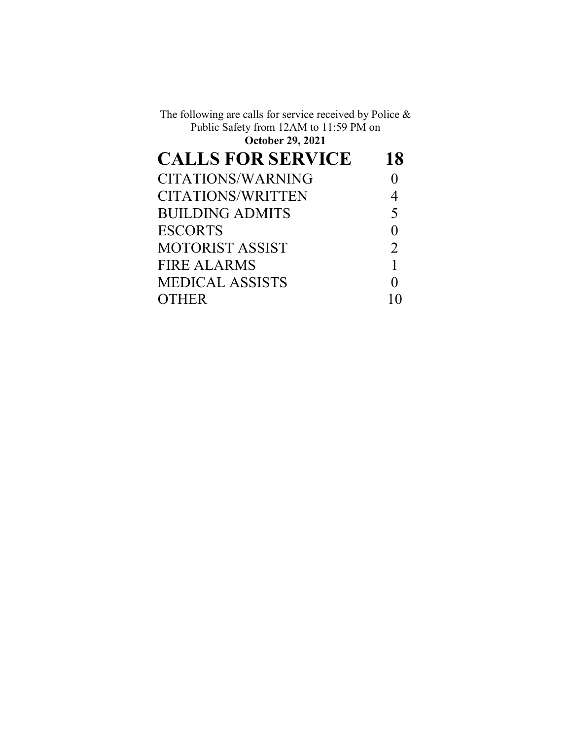The following are calls for service received by Police & Public Safety from 12AM to 11:59 PM on

**October 29, 2021**

| | |
|---|---|
| **CALLS FOR SERVICE** | **18** |
| CITATIONS/WARNING | 0 |
| CITATIONS/WRITTEN | 4 |
| BUILDING ADMITS | 5 |
| ESCORTS | 0 |
| MOTORIST ASSIST | 2 |
| FIRE ALARMS | 1 |
| MEDICAL ASSISTS | 0 |
| OTHER | 10 |